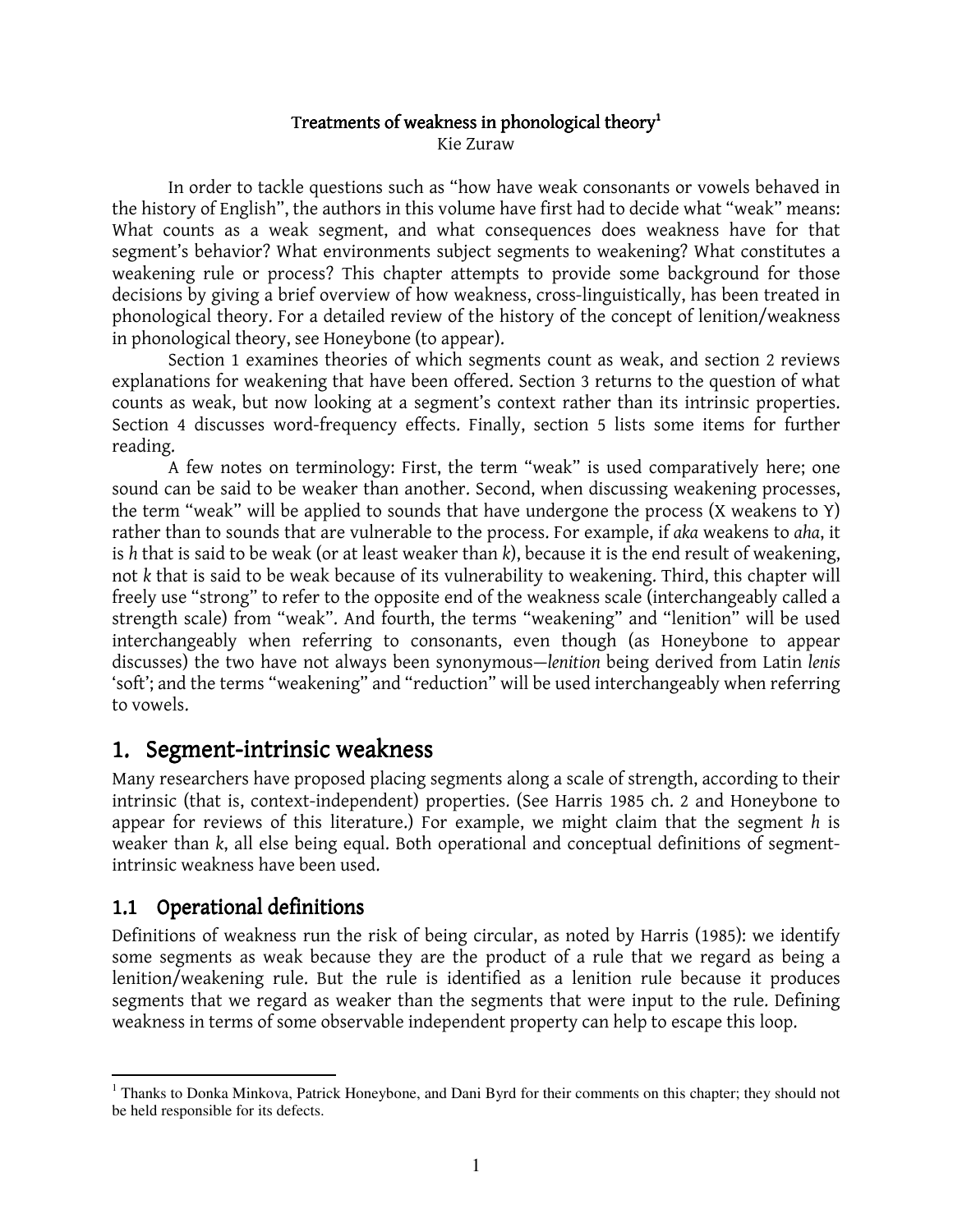# Treatments of weakness in phonological theory[1]

Kie Zuraw

In order to tackle questions such as "how have weak consonants or vowels behaved in the history of English", the authors in this volume have first had to decide what "weak" means: What counts as a weak segment, and what consequences does weakness have for that segment's behavior? What environments subject segments to weakening? What constitutes a weakening rule or process? This chapter attempts to provide some background for those decisions by giving a brief overview of how weakness, cross-linguistically, has been treated in phonological theory. For a detailed review of the history of the concept of lenition/weakness in phonological theory, see Honeybone (to appear).

Section 1 examines theories of which segments count as weak, and section 2 reviews explanations for weakening that have been offered. Section 3 returns to the question of what counts as weak, but now looking at a segment's context rather than its intrinsic properties. Section 4 discusses word-frequency effects. Finally, section 5 lists some items for further reading.

A few notes on terminology: First, the term "weak" is used comparatively here; one sound can be said to be weaker than another. Second, when discussing weakening processes, the term "weak" will be applied to sounds that have undergone the process (X weakens to Y) rather than to sounds that are vulnerable to the process. For example, if *aka* weakens to *aha*, it is *h* that is said to be weak (or at least weaker than *k*), because it is the end result of weakening, not *k* that is said to be weak because of its vulnerability to weakening. Third, this chapter will freely use "strong" to refer to the opposite end of the weakness scale (interchangeably called a strength scale) from "weak". And fourth, the terms "weakening" and "lenition" will be used interchangeably when referring to consonants, even though (as Honeybone to appear discusses) the two have not always been synonymous—*lenition* being derived from Latin *lenis* 'soft'; and the terms "weakening" and "reduction" will be used interchangeably when referring to vowels.

## 1. Segment-intrinsic weakness

Many researchers have proposed placing segments along a scale of strength, according to their intrinsic (that is, context-independent) properties. (See Harris 1985 ch. 2 and Honeybone to appear for reviews of this literature.) For example, we might claim that the segment *h* is weaker than *k*, all else being equal. Both operational and conceptual definitions of segment-intrinsic weakness have been used.

### 1.1 Operational definitions

Definitions of weakness run the risk of being circular, as noted by Harris (1985): we identify some segments as weak because they are the product of a rule that we regard as being a lenition/weakening rule. But the rule is identified as a lenition rule because it produces segments that we regard as weaker than the segments that were input to the rule. Defining weakness in terms of some observable independent property can help to escape this loop.

---

[1] Thanks to Donka Minkova, Patrick Honeybone, and Dani Byrd for their comments on this chapter; they should not be held responsible for its defects.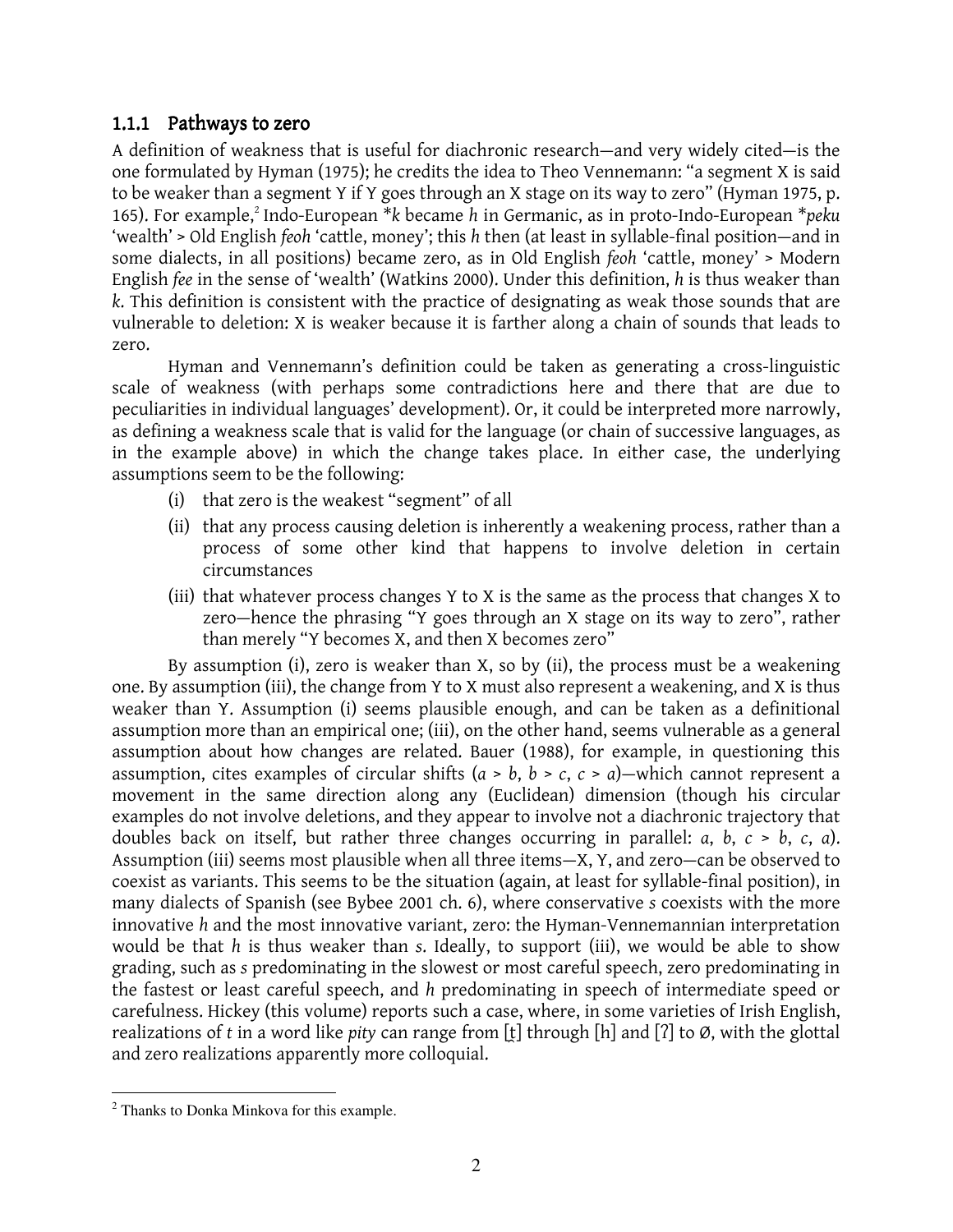### 1.1.1 Pathways to zero

A definition of weakness that is useful for diachronic research—and very widely cited—is the one formulated by Hyman (1975); he credits the idea to Theo Vennemann: "a segment X is said to be weaker than a segment Y if Y goes through an X stage on its way to zero" (Hyman 1975, p. 165). For example,[2] Indo-European \**k* became *h* in Germanic, as in proto-Indo-European \**peku* 'wealth' > Old English *feoh* 'cattle, money'; this *h* then (at least in syllable-final position—and in some dialects, in all positions) became zero, as in Old English *feoh* 'cattle, money' > Modern English *fee* in the sense of 'wealth' (Watkins 2000). Under this definition, *h* is thus weaker than *k*. This definition is consistent with the practice of designating as weak those sounds that are vulnerable to deletion: X is weaker because it is farther along a chain of sounds that leads to zero.

Hyman and Vennemann's definition could be taken as generating a cross-linguistic scale of weakness (with perhaps some contradictions here and there that are due to peculiarities in individual languages' development). Or, it could be interpreted more narrowly, as defining a weakness scale that is valid for the language (or chain of successive languages, as in the example above) in which the change takes place. In either case, the underlying assumptions seem to be the following:

(i) that zero is the weakest "segment" of all

(ii) that any process causing deletion is inherently a weakening process, rather than a process of some other kind that happens to involve deletion in certain circumstances

(iii) that whatever process changes Y to X is the same as the process that changes X to zero—hence the phrasing "Y goes through an X stage on its way to zero", rather than merely "Y becomes X, and then X becomes zero"

By assumption (i), zero is weaker than X, so by (ii), the process must be a weakening one. By assumption (iii), the change from Y to X must also represent a weakening, and X is thus weaker than Y. Assumption (i) seems plausible enough, and can be taken as a definitional assumption more than an empirical one; (iii), on the other hand, seems vulnerable as a general assumption about how changes are related. Bauer (1988), for example, in questioning this assumption, cites examples of circular shifts (*a* > *b*, *b* > *c*, *c* > *a*)—which cannot represent a movement in the same direction along any (Euclidean) dimension (though his circular examples do not involve deletions, and they appear to involve not a diachronic trajectory that doubles back on itself, but rather three changes occurring in parallel: *a*, *b*, *c* > *b*, *c*, *a*). Assumption (iii) seems most plausible when all three items—X, Y, and zero—can be observed to coexist as variants. This seems to be the situation (again, at least for syllable-final position), in many dialects of Spanish (see Bybee 2001 ch. 6), where conservative *s* coexists with the more innovative *h* and the most innovative variant, zero: the Hyman-Vennemannian interpretation would be that *h* is thus weaker than *s*. Ideally, to support (iii), we would be able to show grading, such as *s* predominating in the slowest or most careful speech, zero predominating in the fastest or least careful speech, and *h* predominating in speech of intermediate speed or carefulness. Hickey (this volume) reports such a case, where, in some varieties of Irish English, realizations of *t* in a word like *pity* can range from [t̞] through [h] and [ʔ] to Ø, with the glottal and zero realizations apparently more colloquial.

---

[2] Thanks to Donka Minkova for this example.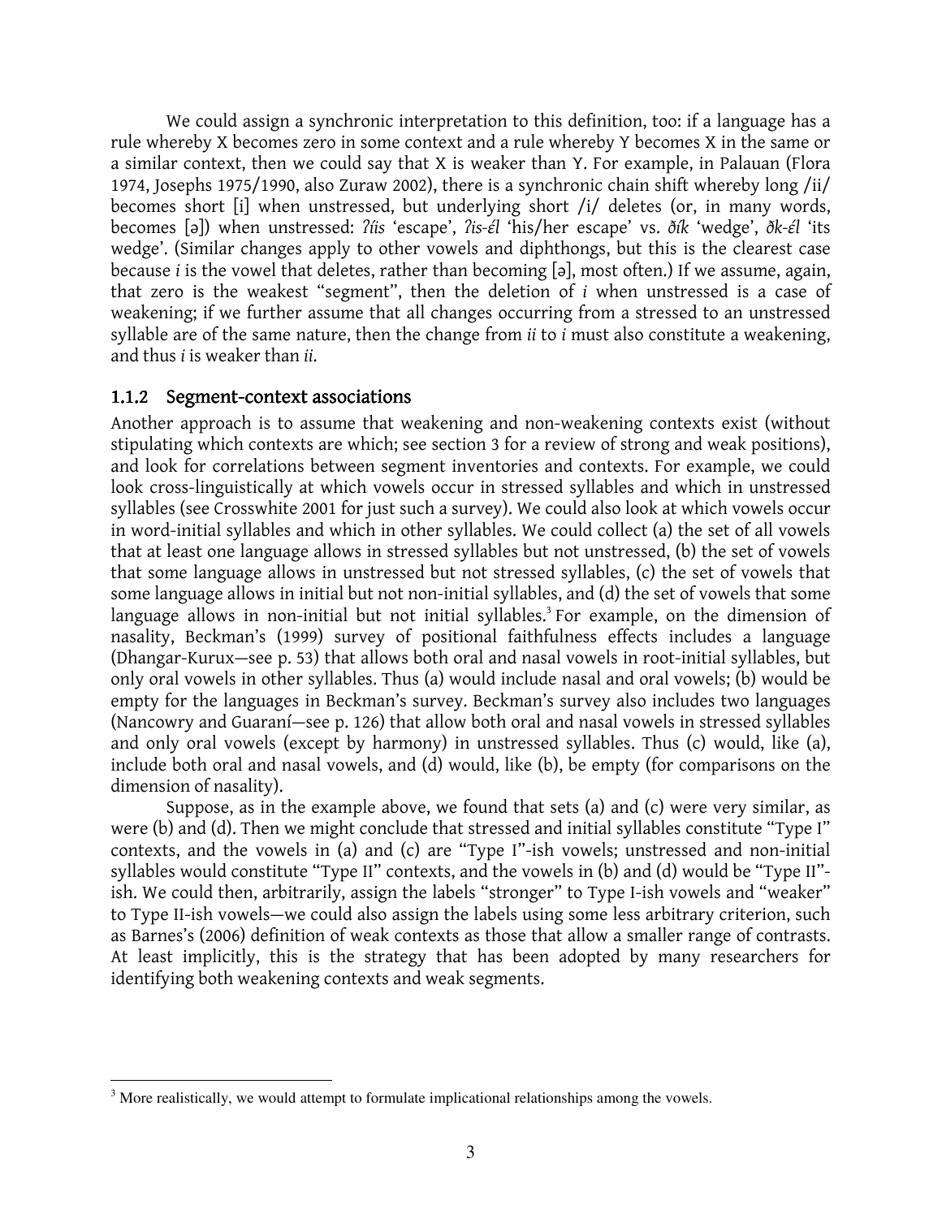We could assign a synchronic interpretation to this definition, too: if a language has a rule whereby X becomes zero in some context and a rule whereby Y becomes X in the same or a similar context, then we could say that X is weaker than Y. For example, in Palauan (Flora 1974, Josephs 1975/1990, also Zuraw 2002), there is a synchronic chain shift whereby long /ii/ becomes short [i] when unstressed, but underlying short /i/ deletes (or, in many words, becomes [ə]) when unstressed: *ʔíis* 'escape', *ʔis-él* 'his/her escape' vs. *ðík* 'wedge', *ðk-él* 'its wedge'. (Similar changes apply to other vowels and diphthongs, but this is the clearest case because *i* is the vowel that deletes, rather than becoming [ə], most often.) If we assume, again, that zero is the weakest "segment", then the deletion of *i* when unstressed is a case of weakening; if we further assume that all changes occurring from a stressed to an unstressed syllable are of the same nature, then the change from *ii* to *i* must also constitute a weakening, and thus *i* is weaker than *ii*.

### 1.1.2 Segment-context associations

Another approach is to assume that weakening and non-weakening contexts exist (without stipulating which contexts are which; see section 3 for a review of strong and weak positions), and look for correlations between segment inventories and contexts. For example, we could look cross-linguistically at which vowels occur in stressed syllables and which in unstressed syllables (see Crosswhite 2001 for just such a survey). We could also look at which vowels occur in word-initial syllables and which in other syllables. We could collect (a) the set of all vowels that at least one language allows in stressed syllables but not unstressed, (b) the set of vowels that some language allows in unstressed but not stressed syllables, (c) the set of vowels that some language allows in initial but not non-initial syllables, and (d) the set of vowels that some language allows in non-initial but not initial syllables.[3] For example, on the dimension of nasality, Beckman's (1999) survey of positional faithfulness effects includes a language (Dhangar-Kurux—see p. 53) that allows both oral and nasal vowels in root-initial syllables, but only oral vowels in other syllables. Thus (a) would include nasal and oral vowels; (b) would be empty for the languages in Beckman's survey. Beckman's survey also includes two languages (Nancowry and Guaraní—see p. 126) that allow both oral and nasal vowels in stressed syllables and only oral vowels (except by harmony) in unstressed syllables. Thus (c) would, like (a), include both oral and nasal vowels, and (d) would, like (b), be empty (for comparisons on the dimension of nasality).

Suppose, as in the example above, we found that sets (a) and (c) were very similar, as were (b) and (d). Then we might conclude that stressed and initial syllables constitute "Type I" contexts, and the vowels in (a) and (c) are "Type I"-ish vowels; unstressed and non-initial syllables would constitute "Type II" contexts, and the vowels in (b) and (d) would be "Type II"-ish. We could then, arbitrarily, assign the labels "stronger" to Type I-ish vowels and "weaker" to Type II-ish vowels—we could also assign the labels using some less arbitrary criterion, such as Barnes's (2006) definition of weak contexts as those that allow a smaller range of contrasts. At least implicitly, this is the strategy that has been adopted by many researchers for identifying both weakening contexts and weak segments.

---

[3] More realistically, we would attempt to formulate implicational relationships among the vowels.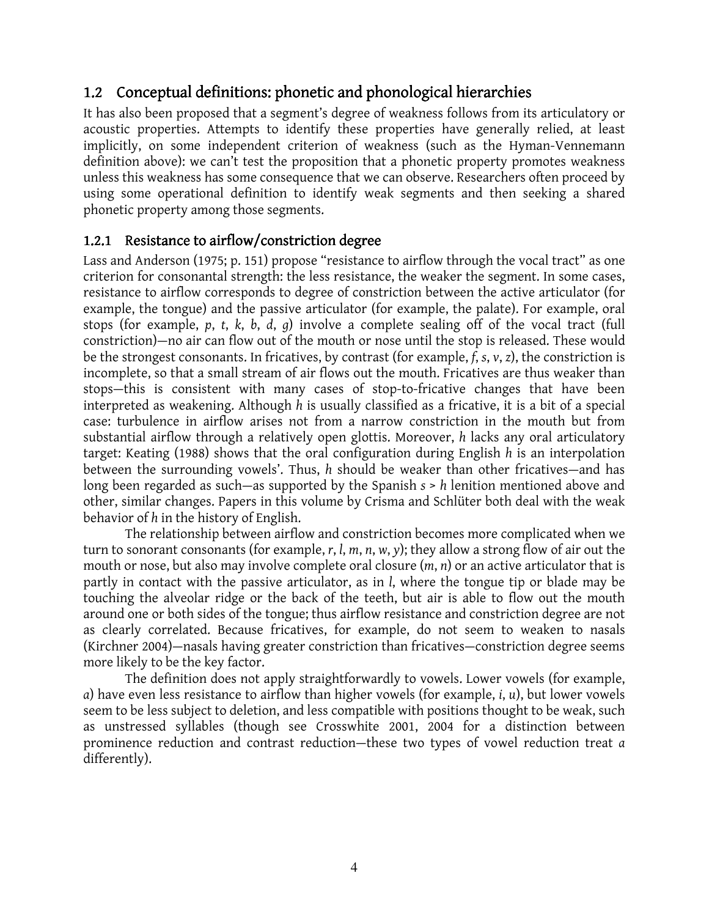## 1.2 Conceptual definitions: phonetic and phonological hierarchies

It has also been proposed that a segment's degree of weakness follows from its articulatory or acoustic properties. Attempts to identify these properties have generally relied, at least implicitly, on some independent criterion of weakness (such as the Hyman-Vennemann definition above): we can't test the proposition that a phonetic property promotes weakness unless this weakness has some consequence that we can observe. Researchers often proceed by using some operational definition to identify weak segments and then seeking a shared phonetic property among those segments.

### 1.2.1 Resistance to airflow/constriction degree

Lass and Anderson (1975; p. 151) propose "resistance to airflow through the vocal tract" as one criterion for consonantal strength: the less resistance, the weaker the segment. In some cases, resistance to airflow corresponds to degree of constriction between the active articulator (for example, the tongue) and the passive articulator (for example, the palate). For example, oral stops (for example, *p*, *t*, *k*, *b*, *d*, *g*) involve a complete sealing off of the vocal tract (full constriction)—no air can flow out of the mouth or nose until the stop is released. These would be the strongest consonants. In fricatives, by contrast (for example, *f*, *s*, *v*, *z*), the constriction is incomplete, so that a small stream of air flows out the mouth. Fricatives are thus weaker than stops—this is consistent with many cases of stop-to-fricative changes that have been interpreted as weakening. Although *h* is usually classified as a fricative, it is a bit of a special case: turbulence in airflow arises not from a narrow constriction in the mouth but from substantial airflow through a relatively open glottis. Moreover, *h* lacks any oral articulatory target: Keating (1988) shows that the oral configuration during English *h* is an interpolation between the surrounding vowels'. Thus, *h* should be weaker than other fricatives—and has long been regarded as such—as supported by the Spanish *s* > *h* lenition mentioned above and other, similar changes. Papers in this volume by Crisma and Schlüter both deal with the weak behavior of *h* in the history of English.

The relationship between airflow and constriction becomes more complicated when we turn to sonorant consonants (for example, *r*, *l*, *m*, *n*, *w*, *y*); they allow a strong flow of air out the mouth or nose, but also may involve complete oral closure (*m*, *n*) or an active articulator that is partly in contact with the passive articulator, as in *l*, where the tongue tip or blade may be touching the alveolar ridge or the back of the teeth, but air is able to flow out the mouth around one or both sides of the tongue; thus airflow resistance and constriction degree are not as clearly correlated. Because fricatives, for example, do not seem to weaken to nasals (Kirchner 2004)—nasals having greater constriction than fricatives—constriction degree seems more likely to be the key factor.

The definition does not apply straightforwardly to vowels. Lower vowels (for example, *a*) have even less resistance to airflow than higher vowels (for example, *i*, *u*), but lower vowels seem to be less subject to deletion, and less compatible with positions thought to be weak, such as unstressed syllables (though see Crosswhite 2001, 2004 for a distinction between prominence reduction and contrast reduction—these two types of vowel reduction treat *a* differently).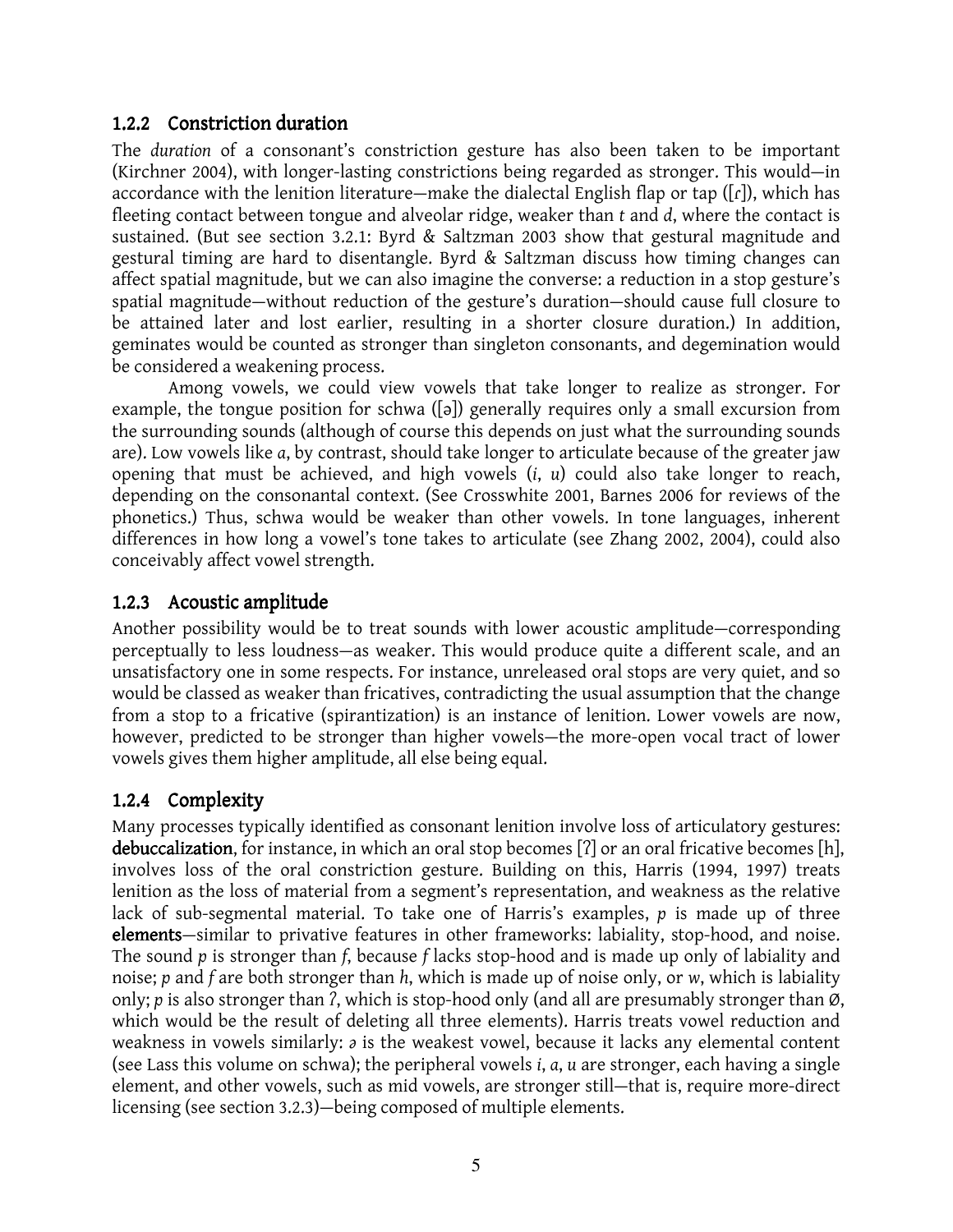### 1.2.2 Constriction duration

The *duration* of a consonant's constriction gesture has also been taken to be important (Kirchner 2004), with longer-lasting constrictions being regarded as stronger. This would—in accordance with the lenition literature—make the dialectal English flap or tap ([ɾ]), which has fleeting contact between tongue and alveolar ridge, weaker than *t* and *d*, where the contact is sustained. (But see section 3.2.1: Byrd & Saltzman 2003 show that gestural magnitude and gestural timing are hard to disentangle. Byrd & Saltzman discuss how timing changes can affect spatial magnitude, but we can also imagine the converse: a reduction in a stop gesture's spatial magnitude—without reduction of the gesture's duration—should cause full closure to be attained later and lost earlier, resulting in a shorter closure duration.) In addition, geminates would be counted as stronger than singleton consonants, and degemination would be considered a weakening process.

Among vowels, we could view vowels that take longer to realize as stronger. For example, the tongue position for schwa ([ə]) generally requires only a small excursion from the surrounding sounds (although of course this depends on just what the surrounding sounds are). Low vowels like *a*, by contrast, should take longer to articulate because of the greater jaw opening that must be achieved, and high vowels (*i*, *u*) could also take longer to reach, depending on the consonantal context. (See Crosswhite 2001, Barnes 2006 for reviews of the phonetics.) Thus, schwa would be weaker than other vowels. In tone languages, inherent differences in how long a vowel's tone takes to articulate (see Zhang 2002, 2004), could also conceivably affect vowel strength.

### 1.2.3 Acoustic amplitude

Another possibility would be to treat sounds with lower acoustic amplitude—corresponding perceptually to less loudness—as weaker. This would produce quite a different scale, and an unsatisfactory one in some respects. For instance, unreleased oral stops are very quiet, and so would be classed as weaker than fricatives, contradicting the usual assumption that the change from a stop to a fricative (spirantization) is an instance of lenition. Lower vowels are now, however, predicted to be stronger than higher vowels—the more-open vocal tract of lower vowels gives them higher amplitude, all else being equal.

### 1.2.4 Complexity

Many processes typically identified as consonant lenition involve loss of articulatory gestures: **debuccalization**, for instance, in which an oral stop becomes [ʔ] or an oral fricative becomes [h], involves loss of the oral constriction gesture. Building on this, Harris (1994, 1997) treats lenition as the loss of material from a segment's representation, and weakness as the relative lack of sub-segmental material. To take one of Harris's examples, *p* is made up of three **elements**—similar to privative features in other frameworks: labiality, stop-hood, and noise. The sound *p* is stronger than *f*, because *f* lacks stop-hood and is made up only of labiality and noise; *p* and *f* are both stronger than *h*, which is made up of noise only, or *w*, which is labiality only; *p* is also stronger than *ʔ*, which is stop-hood only (and all are presumably stronger than Ø, which would be the result of deleting all three elements). Harris treats vowel reduction and weakness in vowels similarly: *ə* is the weakest vowel, because it lacks any elemental content (see Lass this volume on schwa); the peripheral vowels *i*, *a*, *u* are stronger, each having a single element, and other vowels, such as mid vowels, are stronger still—that is, require more-direct licensing (see section 3.2.3)—being composed of multiple elements.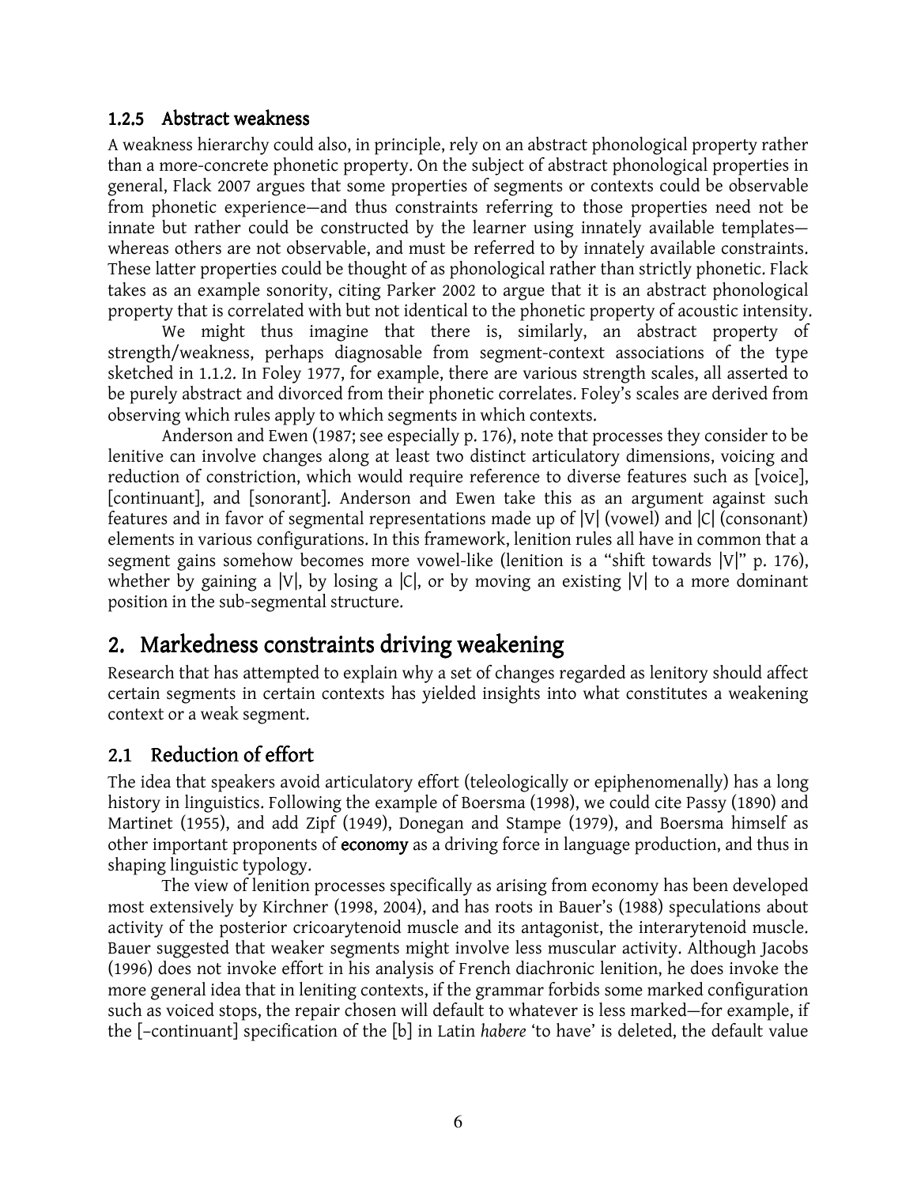### 1.2.5 Abstract weakness

A weakness hierarchy could also, in principle, rely on an abstract phonological property rather than a more-concrete phonetic property. On the subject of abstract phonological properties in general, Flack 2007 argues that some properties of segments or contexts could be observable from phonetic experience—and thus constraints referring to those properties need not be innate but rather could be constructed by the learner using innately available templates—whereas others are not observable, and must be referred to by innately available constraints. These latter properties could be thought of as phonological rather than strictly phonetic. Flack takes as an example sonority, citing Parker 2002 to argue that it is an abstract phonological property that is correlated with but not identical to the phonetic property of acoustic intensity.

We might thus imagine that there is, similarly, an abstract property of strength/weakness, perhaps diagnosable from segment-context associations of the type sketched in 1.1.2. In Foley 1977, for example, there are various strength scales, all asserted to be purely abstract and divorced from their phonetic correlates. Foley's scales are derived from observing which rules apply to which segments in which contexts.

Anderson and Ewen (1987; see especially p. 176), note that processes they consider to be lenitive can involve changes along at least two distinct articulatory dimensions, voicing and reduction of constriction, which would require reference to diverse features such as [voice], [continuant], and [sonorant]. Anderson and Ewen take this as an argument against such features and in favor of segmental representations made up of |V| (vowel) and |C| (consonant) elements in various configurations. In this framework, lenition rules all have in common that a segment gains somehow becomes more vowel-like (lenition is a "shift towards |V|" p. 176), whether by gaining a |V|, by losing a |C|, or by moving an existing |V| to a more dominant position in the sub-segmental structure.

## 2. Markedness constraints driving weakening

Research that has attempted to explain why a set of changes regarded as lenitory should affect certain segments in certain contexts has yielded insights into what constitutes a weakening context or a weak segment.

### 2.1 Reduction of effort

The idea that speakers avoid articulatory effort (teleologically or epiphenomenally) has a long history in linguistics. Following the example of Boersma (1998), we could cite Passy (1890) and Martinet (1955), and add Zipf (1949), Donegan and Stampe (1979), and Boersma himself as other important proponents of **economy** as a driving force in language production, and thus in shaping linguistic typology.

The view of lenition processes specifically as arising from economy has been developed most extensively by Kirchner (1998, 2004), and has roots in Bauer's (1988) speculations about activity of the posterior cricoarytenoid muscle and its antagonist, the interarytenoid muscle. Bauer suggested that weaker segments might involve less muscular activity. Although Jacobs (1996) does not invoke effort in his analysis of French diachronic lenition, he does invoke the more general idea that in leniting contexts, if the grammar forbids some marked configuration such as voiced stops, the repair chosen will default to whatever is less marked—for example, if the [–continuant] specification of the [b] in Latin *habere* 'to have' is deleted, the default value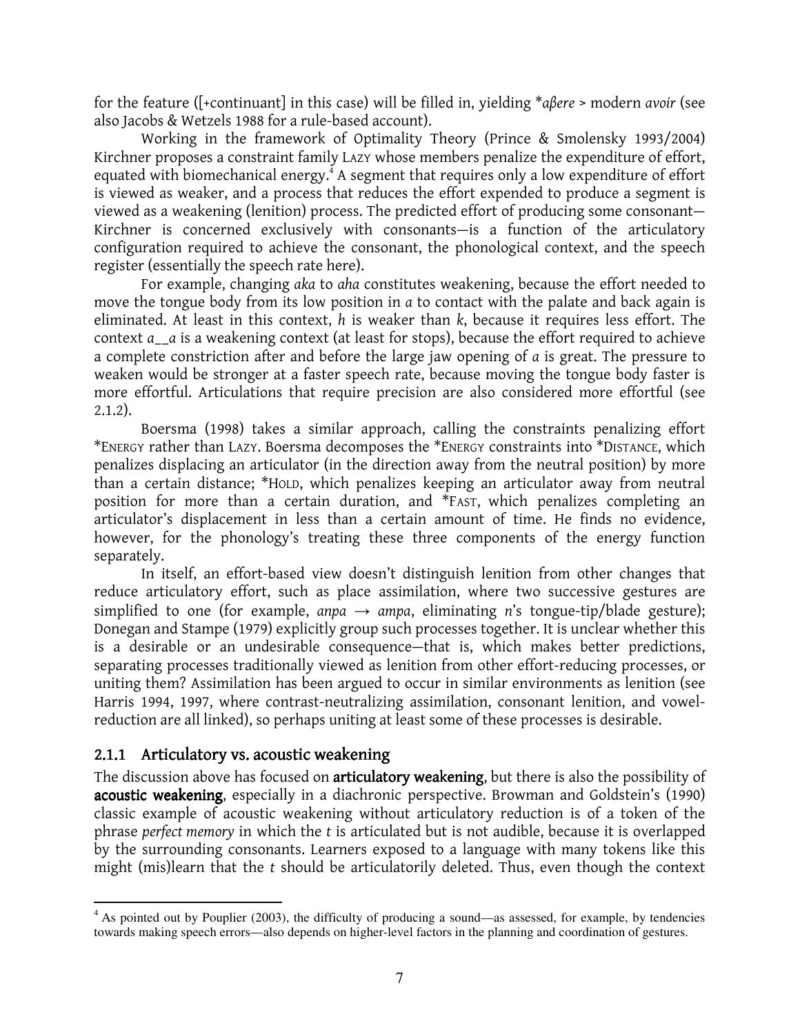for the feature ([+continuant] in this case) will be filled in, yielding \**aβere* > modern *avoir* (see also Jacobs & Wetzels 1988 for a rule-based account).

Working in the framework of Optimality Theory (Prince & Smolensky 1993/2004) Kirchner proposes a constraint family LAZY whose members penalize the expenditure of effort, equated with biomechanical energy.[4] A segment that requires only a low expenditure of effort is viewed as weaker, and a process that reduces the effort expended to produce a segment is viewed as a weakening (lenition) process. The predicted effort of producing some consonant—Kirchner is concerned exclusively with consonants—is a function of the articulatory configuration required to achieve the consonant, the phonological context, and the speech register (essentially the speech rate here).

For example, changing *aka* to *aha* constitutes weakening, because the effort needed to move the tongue body from its low position in *a* to contact with the palate and back again is eliminated. At least in this context, *h* is weaker than *k*, because it requires less effort. The context *a__a* is a weakening context (at least for stops), because the effort required to achieve a complete constriction after and before the large jaw opening of *a* is great. The pressure to weaken would be stronger at a faster speech rate, because moving the tongue body faster is more effortful. Articulations that require precision are also considered more effortful (see 2.1.2).

Boersma (1998) takes a similar approach, calling the constraints penalizing effort *ENERGY rather than LAZY. Boersma decomposes the *ENERGY constraints into *DISTANCE, which penalizes displacing an articulator (in the direction away from the neutral position) by more than a certain distance; *HOLD, which penalizes keeping an articulator away from neutral position for more than a certain duration, and *FAST, which penalizes completing an articulator's displacement in less than a certain amount of time. He finds no evidence, however, for the phonology's treating these three components of the energy function separately.

In itself, an effort-based view doesn't distinguish lenition from other changes that reduce articulatory effort, such as place assimilation, where two successive gestures are simplified to one (for example, *anpa* → *ampa*, eliminating *n*'s tongue-tip/blade gesture); Donegan and Stampe (1979) explicitly group such processes together. It is unclear whether this is a desirable or an undesirable consequence—that is, which makes better predictions, separating processes traditionally viewed as lenition from other effort-reducing processes, or uniting them? Assimilation has been argued to occur in similar environments as lenition (see Harris 1994, 1997, where contrast-neutralizing assimilation, consonant lenition, and vowel-reduction are all linked), so perhaps uniting at least some of these processes is desirable.

### 2.1.1 Articulatory vs. acoustic weakening

The discussion above has focused on **articulatory weakening**, but there is also the possibility of **acoustic weakening**, especially in a diachronic perspective. Browman and Goldstein's (1990) classic example of acoustic weakening without articulatory reduction is of a token of the phrase *perfect memory* in which the *t* is articulated but is not audible, because it is overlapped by the surrounding consonants. Learners exposed to a language with many tokens like this might (mis)learn that the *t* should be articulatorily deleted. Thus, even though the context

---

[4] As pointed out by Pouplier (2003), the difficulty of producing a sound—as assessed, for example, by tendencies towards making speech errors—also depends on higher-level factors in the planning and coordination of gestures.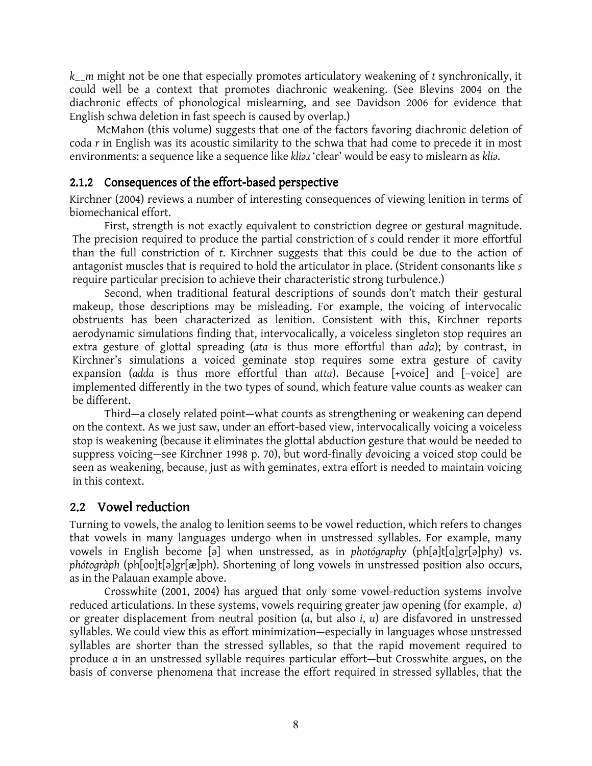*k__m* might not be one that especially promotes articulatory weakening of *t* synchronically, it could well be a context that promotes diachronic weakening. (See Blevins 2004 on the diachronic effects of phonological mislearning, and see Davidson 2006 for evidence that English schwa deletion in fast speech is caused by overlap.)

McMahon (this volume) suggests that one of the factors favoring diachronic deletion of coda *r* in English was its acoustic similarity to the schwa that had come to precede it in most environments: a sequence like a sequence like *kliəɹ* 'clear' would be easy to mislearn as *kliə*.

### 2.1.2 Consequences of the effort-based perspective

Kirchner (2004) reviews a number of interesting consequences of viewing lenition in terms of biomechanical effort.

First, strength is not exactly equivalent to constriction degree or gestural magnitude. The precision required to produce the partial constriction of *s* could render it more effortful than the full constriction of *t*. Kirchner suggests that this could be due to the action of antagonist muscles that is required to hold the articulator in place. (Strident consonants like *s* require particular precision to achieve their characteristic strong turbulence.)

Second, when traditional featural descriptions of sounds don't match their gestural makeup, those descriptions may be misleading. For example, the voicing of intervocalic obstruents has been characterized as lenition. Consistent with this, Kirchner reports aerodynamic simulations finding that, intervocalically, a voiceless singleton stop requires an extra gesture of glottal spreading (*ata* is thus more effortful than *ada*); by contrast, in Kirchner's simulations a voiced geminate stop requires some extra gesture of cavity expansion (*adda* is thus more effortful than *atta*). Because [+voice] and [–voice] are implemented differently in the two types of sound, which feature value counts as weaker can be different.

Third—a closely related point—what counts as strengthening or weakening can depend on the context. As we just saw, under an effort-based view, intervocalically voicing a voiceless stop is weakening (because it eliminates the glottal abduction gesture that would be needed to suppress voicing—see Kirchner 1998 p. 70), but word-finally *de*voicing a voiced stop could be seen as weakening, because, just as with geminates, extra effort is needed to maintain voicing in this context.

## 2.2 Vowel reduction

Turning to vowels, the analog to lenition seems to be vowel reduction, which refers to changes that vowels in many languages undergo when in unstressed syllables. For example, many vowels in English become [ə] when unstressed, as in *photógraphy* (ph[ə]t[ɑ]gr[ə]phy) vs. *phótogràph* (ph[oʊ]t[ə]gr[æ]ph). Shortening of long vowels in unstressed position also occurs, as in the Palauan example above.

Crosswhite (2001, 2004) has argued that only some vowel-reduction systems involve reduced articulations. In these systems, vowels requiring greater jaw opening (for example, *a*) or greater displacement from neutral position (*a*, but also *i*, *u*) are disfavored in unstressed syllables. We could view this as effort minimization—especially in languages whose unstressed syllables are shorter than the stressed syllables, so that the rapid movement required to produce *a* in an unstressed syllable requires particular effort—but Crosswhite argues, on the basis of converse phenomena that increase the effort required in stressed syllables, that the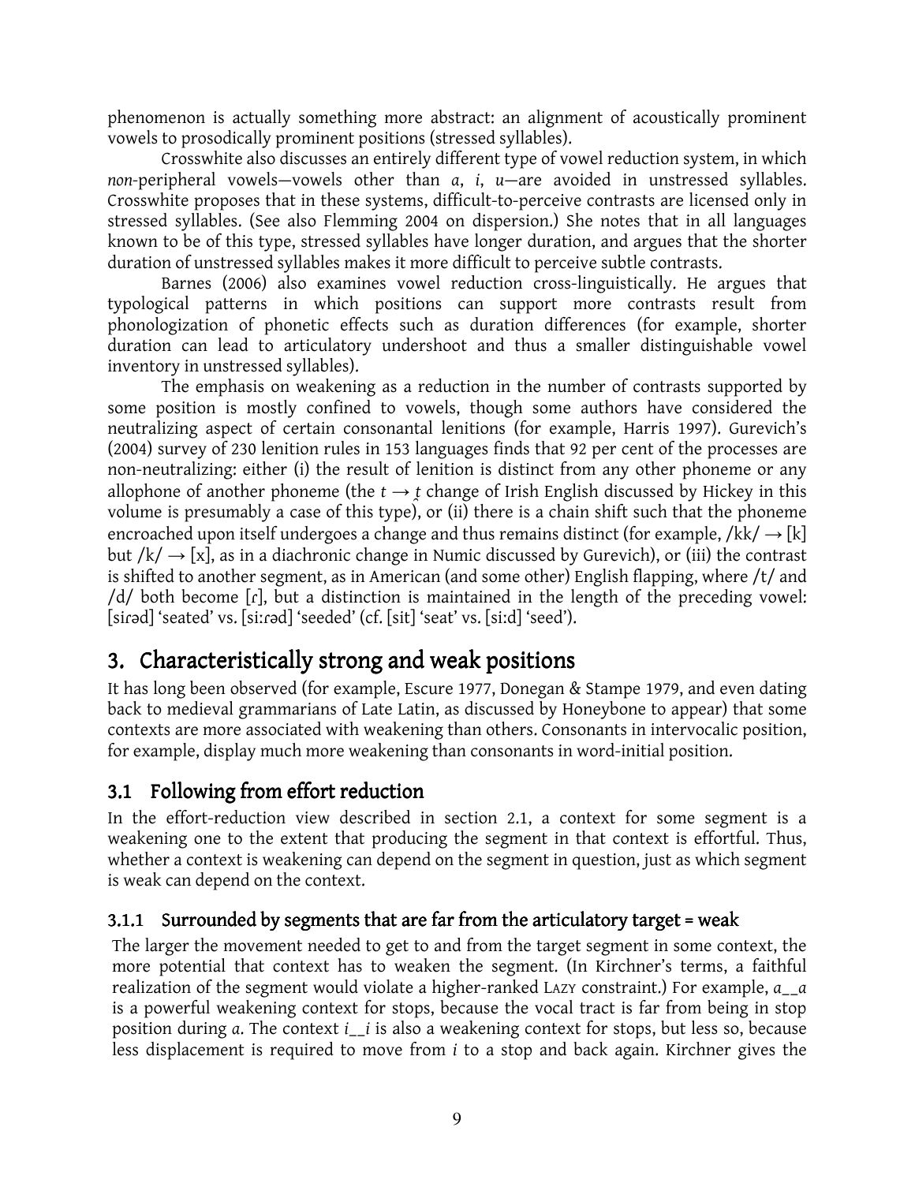phenomenon is actually something more abstract: an alignment of acoustically prominent vowels to prosodically prominent positions (stressed syllables).

Crosswhite also discusses an entirely different type of vowel reduction system, in which *non*-peripheral vowels—vowels other than *a*, *i*, *u*—are avoided in unstressed syllables. Crosswhite proposes that in these systems, difficult-to-perceive contrasts are licensed only in stressed syllables. (See also Flemming 2004 on dispersion.) She notes that in all languages known to be of this type, stressed syllables have longer duration, and argues that the shorter duration of unstressed syllables makes it more difficult to perceive subtle contrasts.

Barnes (2006) also examines vowel reduction cross-linguistically. He argues that typological patterns in which positions can support more contrasts result from phonologization of phonetic effects such as duration differences (for example, shorter duration can lead to articulatory undershoot and thus a smaller distinguishable vowel inventory in unstressed syllables).

The emphasis on weakening as a reduction in the number of contrasts supported by some position is mostly confined to vowels, though some authors have considered the neutralizing aspect of certain consonantal lenitions (for example, Harris 1997). Gurevich's (2004) survey of 230 lenition rules in 153 languages finds that 92 per cent of the processes are non-neutralizing: either (i) the result of lenition is distinct from any other phoneme or any allophone of another phoneme (the *t* → *t̪͡* change of Irish English discussed by Hickey in this volume is presumably a case of this type), or (ii) there is a chain shift such that the phoneme encroached upon itself undergoes a change and thus remains distinct (for example, /kk/ → [k] but /k/ → [x], as in a diachronic change in Numic discussed by Gurevich), or (iii) the contrast is shifted to another segment, as in American (and some other) English flapping, where /t/ and /d/ both become [ɾ], but a distinction is maintained in the length of the preceding vowel: [siɾəd] 'seated' vs. [siːɾəd] 'seeded' (cf. [sit] 'seat' vs. [siːd] 'seed').

## 3. Characteristically strong and weak positions

It has long been observed (for example, Escure 1977, Donegan & Stampe 1979, and even dating back to medieval grammarians of Late Latin, as discussed by Honeybone to appear) that some contexts are more associated with weakening than others. Consonants in intervocalic position, for example, display much more weakening than consonants in word-initial position.

### 3.1 Following from effort reduction

In the effort-reduction view described in section 2.1, a context for some segment is a weakening one to the extent that producing the segment in that context is effortful. Thus, whether a context is weakening can depend on the segment in question, just as which segment is weak can depend on the context.

#### 3.1.1 Surrounded by segments that are far from the articulatory target = weak

The larger the movement needed to get to and from the target segment in some context, the more potential that context has to weaken the segment. (In Kirchner's terms, a faithful realization of the segment would violate a higher-ranked LAZY constraint.) For example, *a__a* is a powerful weakening context for stops, because the vocal tract is far from being in stop position during *a*. The context *i__i* is also a weakening context for stops, but less so, because less displacement is required to move from *i* to a stop and back again. Kirchner gives the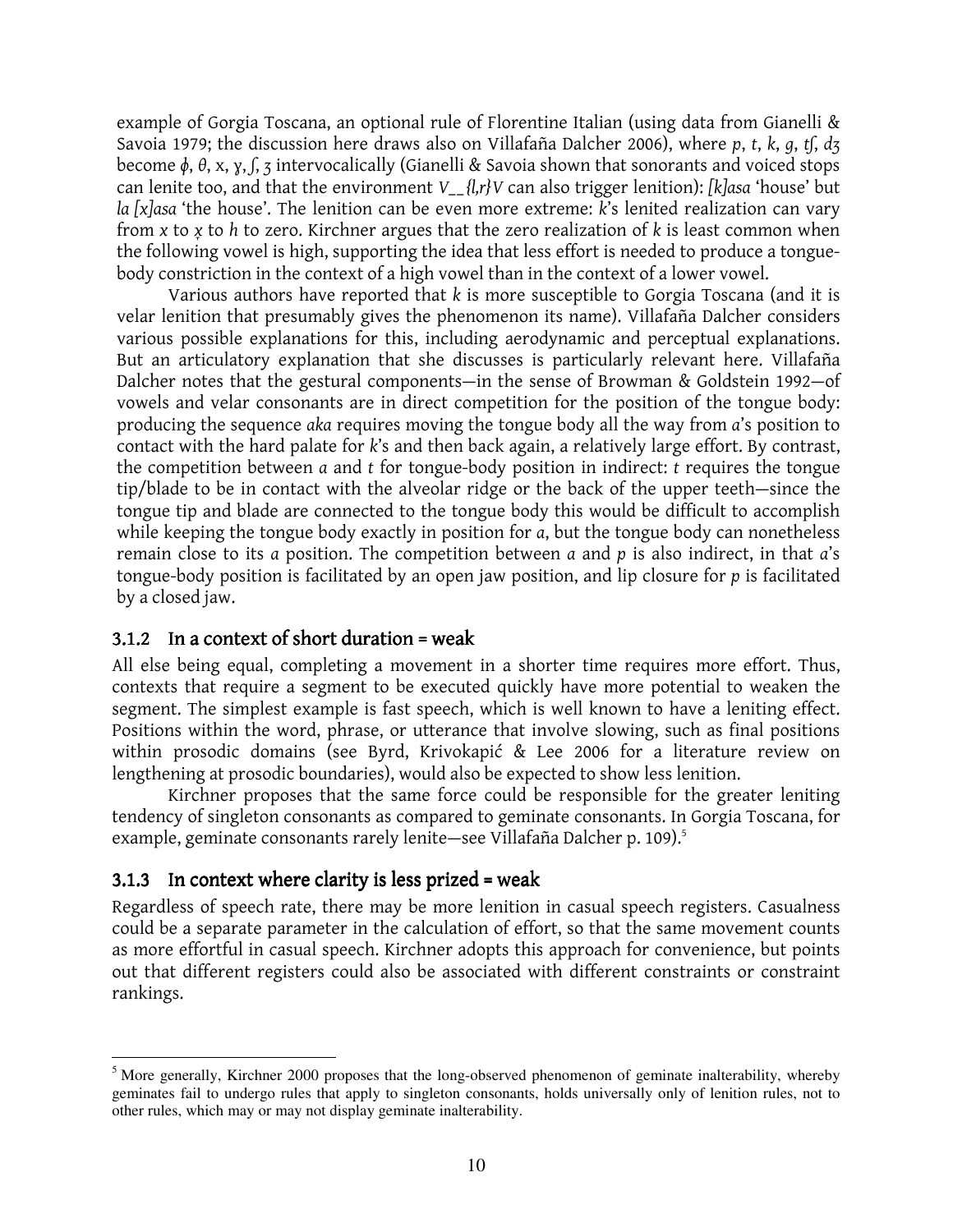example of Gorgia Toscana, an optional rule of Florentine Italian (using data from Gianelli & Savoia 1979; the discussion here draws also on Villafaña Dalcher 2006), where *p*, *t*, *k*, *g*, *tʃ*, *dʒ* become *ɸ*, *θ*, x, ɣ, *ʃ*, *ʒ* intervocalically (Gianelli & Savoia shown that sonorants and voiced stops can lenite too, and that the environment *V__{l,r}V* can also trigger lenition): *[k]asa* 'house' but *la [x]asa* 'the house'. The lenition can be even more extreme: *k*'s lenited realization can vary from *x* to *x̹* to *h* to zero. Kirchner argues that the zero realization of *k* is least common when the following vowel is high, supporting the idea that less effort is needed to produce a tongue-body constriction in the context of a high vowel than in the context of a lower vowel.

Various authors have reported that *k* is more susceptible to Gorgia Toscana (and it is velar lenition that presumably gives the phenomenon its name). Villafaña Dalcher considers various possible explanations for this, including aerodynamic and perceptual explanations. But an articulatory explanation that she discusses is particularly relevant here. Villafaña Dalcher notes that the gestural components—in the sense of Browman & Goldstein 1992—of vowels and velar consonants are in direct competition for the position of the tongue body: producing the sequence *aka* requires moving the tongue body all the way from *a*'s position to contact with the hard palate for *k*'s and then back again, a relatively large effort. By contrast, the competition between *a* and *t* for tongue-body position in indirect: *t* requires the tongue tip/blade to be in contact with the alveolar ridge or the back of the upper teeth—since the tongue tip and blade are connected to the tongue body this would be difficult to accomplish while keeping the tongue body exactly in position for *a*, but the tongue body can nonetheless remain close to its *a* position. The competition between *a* and *p* is also indirect, in that *a*'s tongue-body position is facilitated by an open jaw position, and lip closure for *p* is facilitated by a closed jaw.

### 3.1.2 In a context of short duration = weak

All else being equal, completing a movement in a shorter time requires more effort. Thus, contexts that require a segment to be executed quickly have more potential to weaken the segment. The simplest example is fast speech, which is well known to have a leniting effect. Positions within the word, phrase, or utterance that involve slowing, such as final positions within prosodic domains (see Byrd, Krivokapić & Lee 2006 for a literature review on lengthening at prosodic boundaries), would also be expected to show less lenition.

Kirchner proposes that the same force could be responsible for the greater leniting tendency of singleton consonants as compared to geminate consonants. In Gorgia Toscana, for example, geminate consonants rarely lenite—see Villafaña Dalcher p. 109).[5]

### 3.1.3 In context where clarity is less prized = weak

Regardless of speech rate, there may be more lenition in casual speech registers. Casualness could be a separate parameter in the calculation of effort, so that the same movement counts as more effortful in casual speech. Kirchner adopts this approach for convenience, but points out that different registers could also be associated with different constraints or constraint rankings.

---

[5] More generally, Kirchner 2000 proposes that the long-observed phenomenon of geminate inalterability, whereby geminates fail to undergo rules that apply to singleton consonants, holds universally only of lenition rules, not to other rules, which may or may not display geminate inalterability.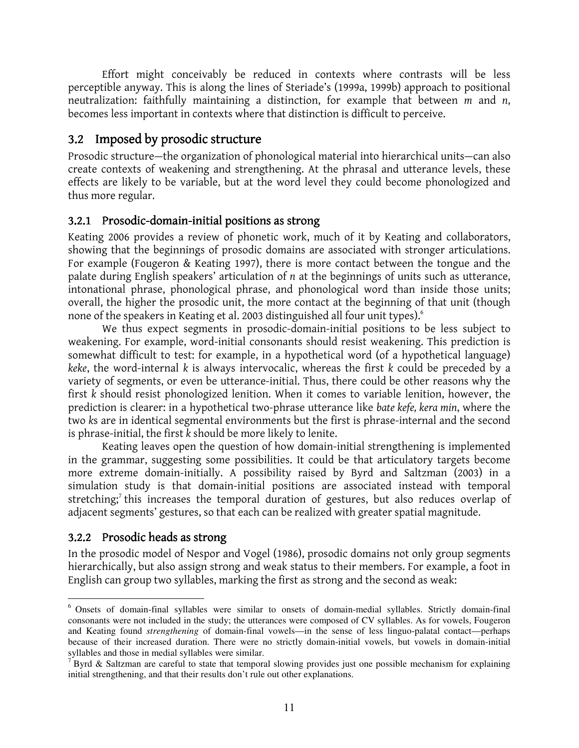Effort might conceivably be reduced in contexts where contrasts will be less perceptible anyway. This is along the lines of Steriade's (1999a, 1999b) approach to positional neutralization: faithfully maintaining a distinction, for example that between *m* and *n*, becomes less important in contexts where that distinction is difficult to perceive.

## 3.2 Imposed by prosodic structure

Prosodic structure—the organization of phonological material into hierarchical units—can also create contexts of weakening and strengthening. At the phrasal and utterance levels, these effects are likely to be variable, but at the word level they could become phonologized and thus more regular.

### 3.2.1 Prosodic-domain-initial positions as strong

Keating 2006 provides a review of phonetic work, much of it by Keating and collaborators, showing that the beginnings of prosodic domains are associated with stronger articulations. For example (Fougeron & Keating 1997), there is more contact between the tongue and the palate during English speakers' articulation of *n* at the beginnings of units such as utterance, intonational phrase, phonological phrase, and phonological word than inside those units; overall, the higher the prosodic unit, the more contact at the beginning of that unit (though none of the speakers in Keating et al. 2003 distinguished all four unit types).[6]

We thus expect segments in prosodic-domain-initial positions to be less subject to weakening. For example, word-initial consonants should resist weakening. This prediction is somewhat difficult to test: for example, in a hypothetical word (of a hypothetical language) *keke*, the word-internal *k* is always intervocalic, whereas the first *k* could be preceded by a variety of segments, or even be utterance-initial. Thus, there could be other reasons why the first *k* should resist phonologized lenition. When it comes to variable lenition, however, the prediction is clearer: in a hypothetical two-phrase utterance like *bate kefe, kera min*, where the two *k*s are in identical segmental environments but the first is phrase-internal and the second is phrase-initial, the first *k* should be more likely to lenite.

Keating leaves open the question of how domain-initial strengthening is implemented in the grammar, suggesting some possibilities. It could be that articulatory targets become more extreme domain-initially. A possibility raised by Byrd and Saltzman (2003) in a simulation study is that domain-initial positions are associated instead with temporal stretching;[7] this increases the temporal duration of gestures, but also reduces overlap of adjacent segments' gestures, so that each can be realized with greater spatial magnitude.

### 3.2.2 Prosodic heads as strong

In the prosodic model of Nespor and Vogel (1986), prosodic domains not only group segments hierarchically, but also assign strong and weak status to their members. For example, a foot in English can group two syllables, marking the first as strong and the second as weak:

---

[6] Onsets of domain-final syllables were similar to onsets of domain-medial syllables. Strictly domain-final consonants were not included in the study; the utterances were composed of CV syllables. As for vowels, Fougeron and Keating found *strengthening* of domain-final vowels—in the sense of less linguo-palatal contact—perhaps because of their increased duration. There were no strictly domain-initial vowels, but vowels in domain-initial syllables and those in medial syllables were similar.

[7] Byrd & Saltzman are careful to state that temporal slowing provides just one possible mechanism for explaining initial strengthening, and that their results don't rule out other explanations.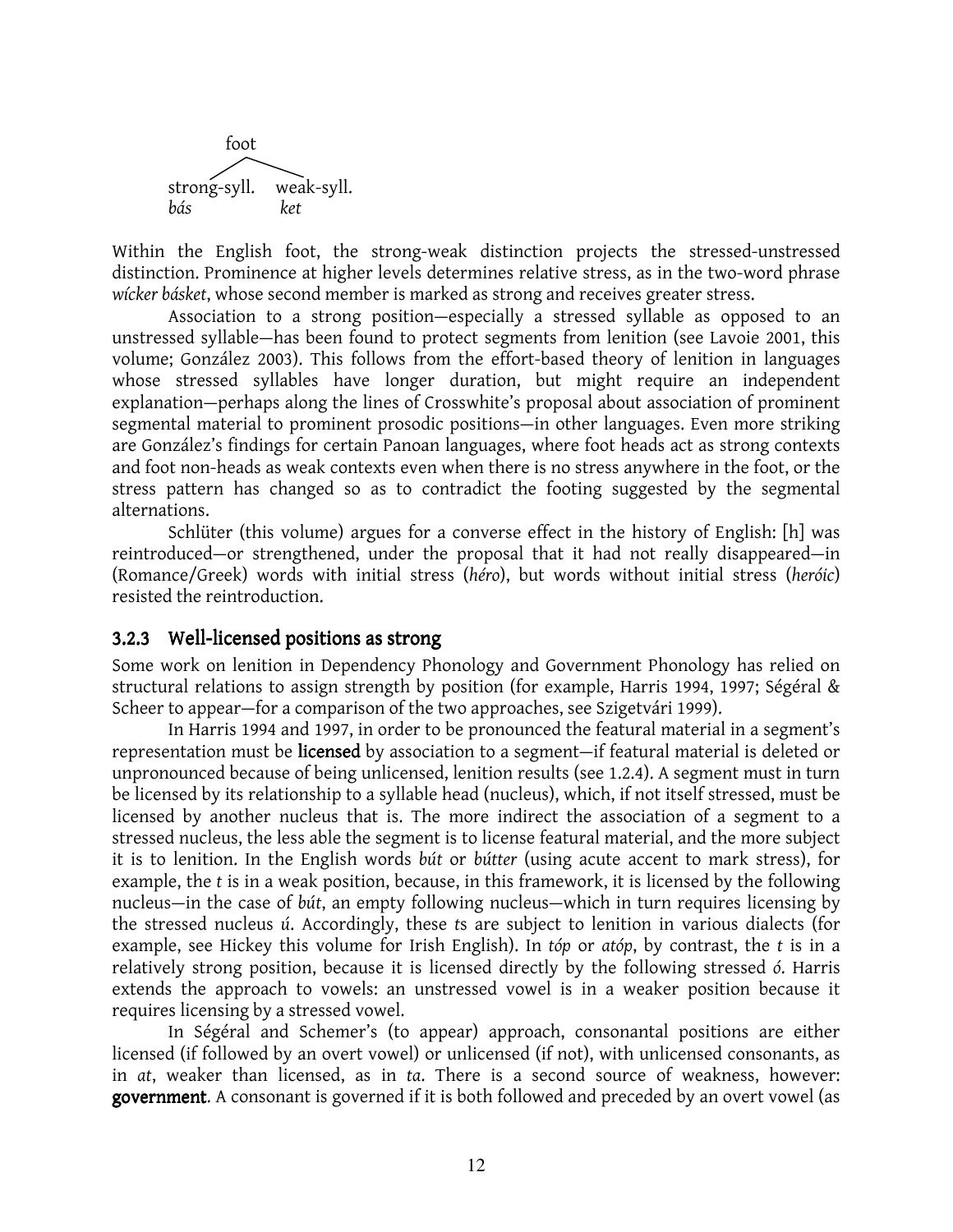```
          foot
        /      \
strong-syll.   weak-syll.
bás            ket
```

Within the English foot, the strong-weak distinction projects the stressed-unstressed distinction. Prominence at higher levels determines relative stress, as in the two-word phrase *wícker básket*, whose second member is marked as strong and receives greater stress.

Association to a strong position—especially a stressed syllable as opposed to an unstressed syllable—has been found to protect segments from lenition (see Lavoie 2001, this volume; González 2003). This follows from the effort-based theory of lenition in languages whose stressed syllables have longer duration, but might require an independent explanation—perhaps along the lines of Crosswhite's proposal about association of prominent segmental material to prominent prosodic positions—in other languages. Even more striking are González's findings for certain Panoan languages, where foot heads act as strong contexts and foot non-heads as weak contexts even when there is no stress anywhere in the foot, or the stress pattern has changed so as to contradict the footing suggested by the segmental alternations.

Schlüter (this volume) argues for a converse effect in the history of English: [h] was reintroduced—or strengthened, under the proposal that it had not really disappeared—in (Romance/Greek) words with initial stress (*héro*), but words without initial stress (*heróic*) resisted the reintroduction.

### 3.2.3 Well-licensed positions as strong

Some work on lenition in Dependency Phonology and Government Phonology has relied on structural relations to assign strength by position (for example, Harris 1994, 1997; Ségéral & Scheer to appear—for a comparison of the two approaches, see Szigetvári 1999).

In Harris 1994 and 1997, in order to be pronounced the featural material in a segment's representation must be **licensed** by association to a segment—if featural material is deleted or unpronounced because of being unlicensed, lenition results (see 1.2.4). A segment must in turn be licensed by its relationship to a syllable head (nucleus), which, if not itself stressed, must be licensed by another nucleus that is. The more indirect the association of a segment to a stressed nucleus, the less able the segment is to license featural material, and the more subject it is to lenition. In the English words *bút* or *bútter* (using acute accent to mark stress), for example, the *t* is in a weak position, because, in this framework, it is licensed by the following nucleus—in the case of *bút*, an empty following nucleus—which in turn requires licensing by the stressed nucleus *ú*. Accordingly, these *t*s are subject to lenition in various dialects (for example, see Hickey this volume for Irish English). In *tóp* or *atóp*, by contrast, the *t* is in a relatively strong position, because it is licensed directly by the following stressed *ó*. Harris extends the approach to vowels: an unstressed vowel is in a weaker position because it requires licensing by a stressed vowel.

In Ségéral and Schemer's (to appear) approach, consonantal positions are either licensed (if followed by an overt vowel) or unlicensed (if not), with unlicensed consonants, as in *at*, weaker than licensed, as in *ta*. There is a second source of weakness, however: **government**. A consonant is governed if it is both followed and preceded by an overt vowel (as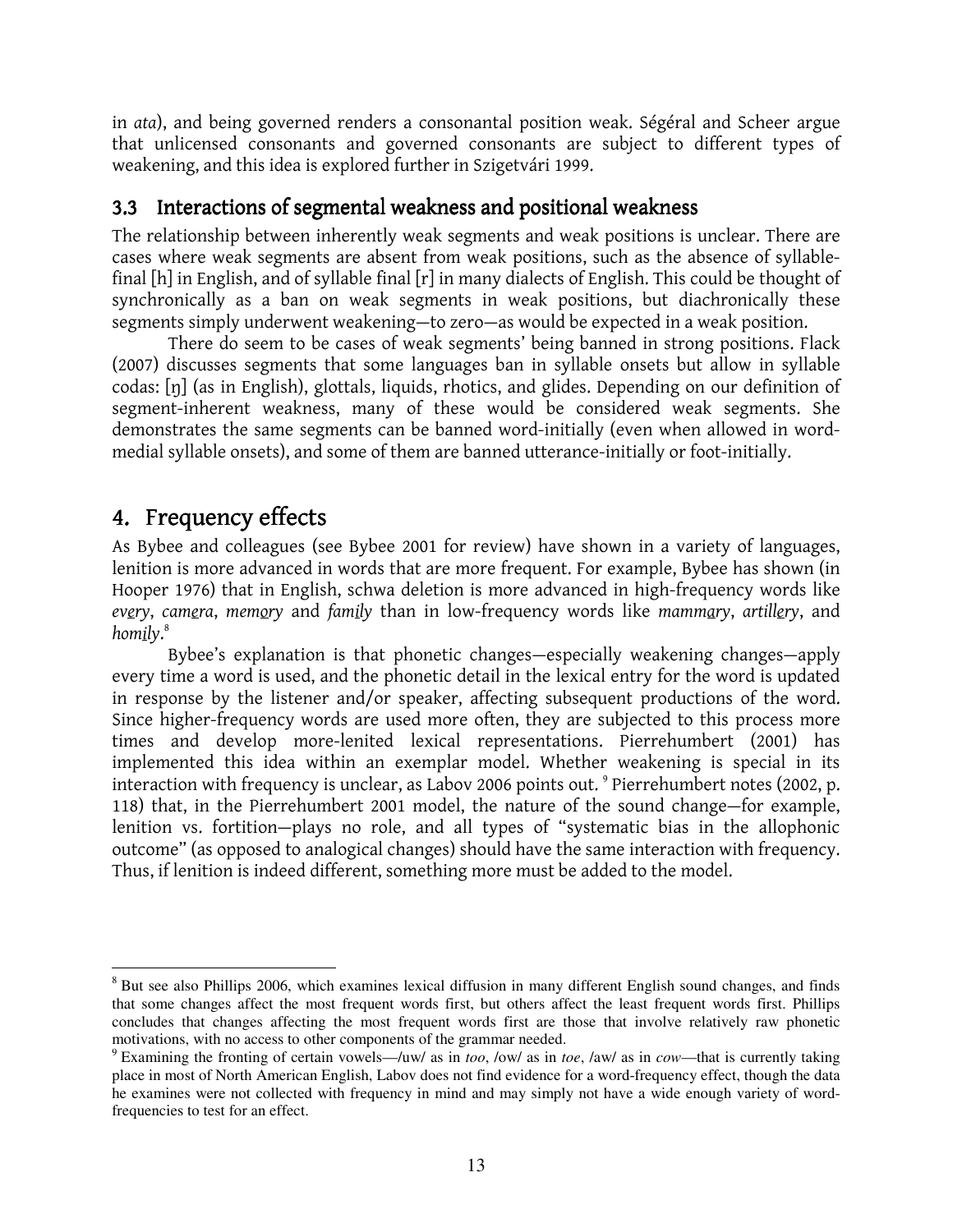in *ata*), and being governed renders a consonantal position weak. Ségéral and Scheer argue that unlicensed consonants and governed consonants are subject to different types of weakening, and this idea is explored further in Szigetvári 1999.

### 3.3 Interactions of segmental weakness and positional weakness

The relationship between inherently weak segments and weak positions is unclear. There are cases where weak segments are absent from weak positions, such as the absence of syllable-final [h] in English, and of syllable final [r] in many dialects of English. This could be thought of synchronically as a ban on weak segments in weak positions, but diachronically these segments simply underwent weakening—to zero—as would be expected in a weak position.

There do seem to be cases of weak segments' being banned in strong positions. Flack (2007) discusses segments that some languages ban in syllable onsets but allow in syllable codas: [ŋ] (as in English), glottals, liquids, rhotics, and glides. Depending on our definition of segment-inherent weakness, many of these would be considered weak segments. She demonstrates the same segments can be banned word-initially (even when allowed in word-medial syllable onsets), and some of them are banned utterance-initially or foot-initially.

## 4. Frequency effects

As Bybee and colleagues (see Bybee 2001 for review) have shown in a variety of languages, lenition is more advanced in words that are more frequent. For example, Bybee has shown (in Hooper 1976) that in English, schwa deletion is more advanced in high-frequency words like *ev<u>e</u>ry*, *cam<u>e</u>ra*, *mem<u>o</u>ry* and *fam<u>i</u>ly* than in low-frequency words like *mamm<u>a</u>ry*, *artill<u>e</u>ry*, and *hom<u>i</u>ly*.[8]

Bybee's explanation is that phonetic changes—especially weakening changes—apply every time a word is used, and the phonetic detail in the lexical entry for the word is updated in response by the listener and/or speaker, affecting subsequent productions of the word. Since higher-frequency words are used more often, they are subjected to this process more times and develop more-lenited lexical representations. Pierrehumbert (2001) has implemented this idea within an exemplar model. Whether weakening is special in its interaction with frequency is unclear, as Labov 2006 points out.[9] Pierrehumbert notes (2002, p. 118) that, in the Pierrehumbert 2001 model, the nature of the sound change—for example, lenition vs. fortition—plays no role, and all types of "systematic bias in the allophonic outcome" (as opposed to analogical changes) should have the same interaction with frequency. Thus, if lenition is indeed different, something more must be added to the model.

---

[8] But see also Phillips 2006, which examines lexical diffusion in many different English sound changes, and finds that some changes affect the most frequent words first, but others affect the least frequent words first. Phillips concludes that changes affecting the most frequent words first are those that involve relatively raw phonetic motivations, with no access to other components of the grammar needed.

[9] Examining the fronting of certain vowels—/uw/ as in *too*, /ow/ as in *toe*, /aw/ as in *cow*—that is currently taking place in most of North American English, Labov does not find evidence for a word-frequency effect, though the data he examines were not collected with frequency in mind and may simply not have a wide enough variety of word-frequencies to test for an effect.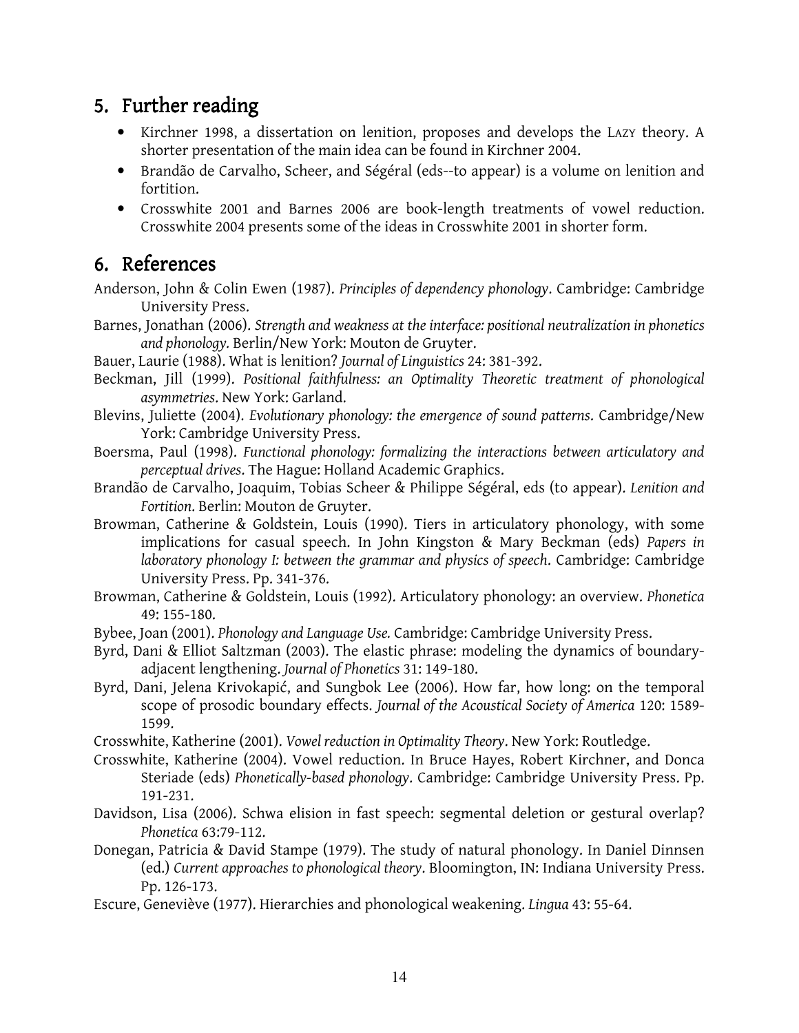## 5. Further reading

- Kirchner 1998, a dissertation on lenition, proposes and develops the LAZY theory. A shorter presentation of the main idea can be found in Kirchner 2004.
- Brandão de Carvalho, Scheer, and Ségéral (eds--to appear) is a volume on lenition and fortition.
- Crosswhite 2001 and Barnes 2006 are book-length treatments of vowel reduction. Crosswhite 2004 presents some of the ideas in Crosswhite 2001 in shorter form.

## 6. References

Anderson, John & Colin Ewen (1987). *Principles of dependency phonology*. Cambridge: Cambridge University Press.

Barnes, Jonathan (2006). *Strength and weakness at the interface: positional neutralization in phonetics and phonology.* Berlin/New York: Mouton de Gruyter.

Bauer, Laurie (1988). What is lenition? *Journal of Linguistics* 24: 381-392.

Beckman, Jill (1999). *Positional faithfulness: an Optimality Theoretic treatment of phonological asymmetries*. New York: Garland.

Blevins, Juliette (2004). *Evolutionary phonology: the emergence of sound patterns*. Cambridge/New York: Cambridge University Press.

Boersma, Paul (1998). *Functional phonology: formalizing the interactions between articulatory and perceptual drives*. The Hague: Holland Academic Graphics.

Brandão de Carvalho, Joaquim, Tobias Scheer & Philippe Ségéral, eds (to appear). *Lenition and Fortition*. Berlin: Mouton de Gruyter.

Browman, Catherine & Goldstein, Louis (1990). Tiers in articulatory phonology, with some implications for casual speech. In John Kingston & Mary Beckman (eds) *Papers in laboratory phonology I: between the grammar and physics of speech*. Cambridge: Cambridge University Press. Pp. 341-376.

Browman, Catherine & Goldstein, Louis (1992). Articulatory phonology: an overview. *Phonetica* 49: 155-180.

Bybee, Joan (2001). *Phonology and Language Use.* Cambridge: Cambridge University Press.

Byrd, Dani & Elliot Saltzman (2003). The elastic phrase: modeling the dynamics of boundary-adjacent lengthening. *Journal of Phonetics* 31: 149-180.

Byrd, Dani, Jelena Krivokapić, and Sungbok Lee (2006). How far, how long: on the temporal scope of prosodic boundary effects. *Journal of the Acoustical Society of America* 120: 1589-1599.

Crosswhite, Katherine (2001). *Vowel reduction in Optimality Theory*. New York: Routledge.

Crosswhite, Katherine (2004). Vowel reduction. In Bruce Hayes, Robert Kirchner, and Donca Steriade (eds) *Phonetically-based phonology*. Cambridge: Cambridge University Press. Pp. 191-231.

Davidson, Lisa (2006). Schwa elision in fast speech: segmental deletion or gestural overlap? *Phonetica* 63:79-112.

Donegan, Patricia & David Stampe (1979). The study of natural phonology. In Daniel Dinnsen (ed.) *Current approaches to phonological theory*. Bloomington, IN: Indiana University Press. Pp. 126-173.

Escure, Geneviève (1977). Hierarchies and phonological weakening. *Lingua* 43: 55-64.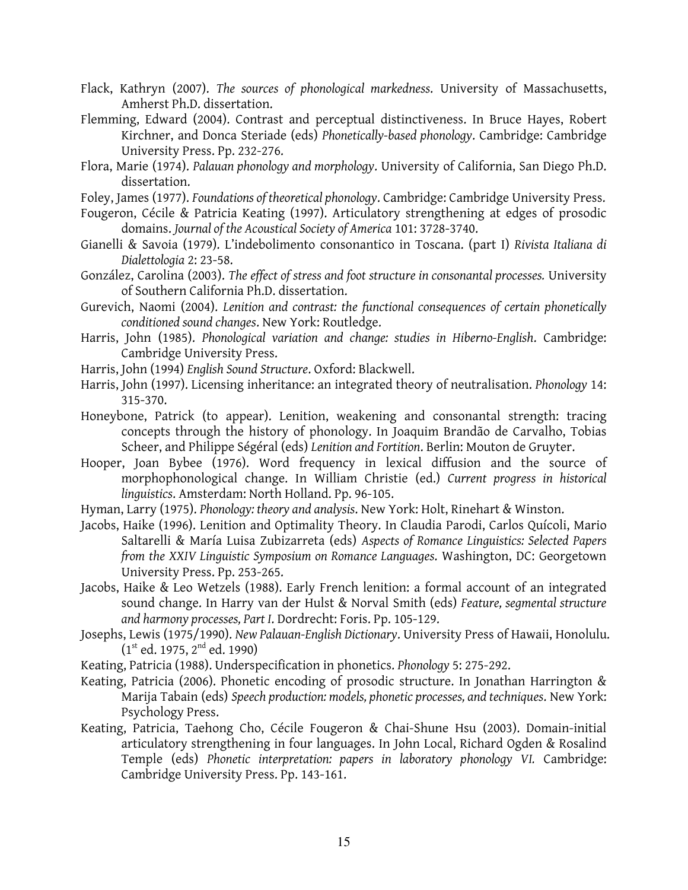Flack, Kathryn (2007). *The sources of phonological markedness*. University of Massachusetts, Amherst Ph.D. dissertation.

Flemming, Edward (2004). Contrast and perceptual distinctiveness. In Bruce Hayes, Robert Kirchner, and Donca Steriade (eds) *Phonetically-based phonology*. Cambridge: Cambridge University Press. Pp. 232-276.

Flora, Marie (1974). *Palauan phonology and morphology*. University of California, San Diego Ph.D. dissertation.

Foley, James (1977). *Foundations of theoretical phonology*. Cambridge: Cambridge University Press.

Fougeron, Cécile & Patricia Keating (1997). Articulatory strengthening at edges of prosodic domains. *Journal of the Acoustical Society of America* 101: 3728-3740.

Gianelli & Savoia (1979). L'indebolimento consonantico in Toscana. (part I) *Rivista Italiana di Dialettologia* 2: 23-58.

González, Carolina (2003). *The effect of stress and foot structure in consonantal processes.* University of Southern California Ph.D. dissertation.

Gurevich, Naomi (2004). *Lenition and contrast: the functional consequences of certain phonetically conditioned sound changes*. New York: Routledge.

Harris, John (1985). *Phonological variation and change: studies in Hiberno-English*. Cambridge: Cambridge University Press.

Harris, John (1994) *English Sound Structure*. Oxford: Blackwell.

Harris, John (1997). Licensing inheritance: an integrated theory of neutralisation. *Phonology* 14: 315-370.

Honeybone, Patrick (to appear). Lenition, weakening and consonantal strength: tracing concepts through the history of phonology. In Joaquim Brandão de Carvalho, Tobias Scheer, and Philippe Ségéral (eds) *Lenition and Fortition*. Berlin: Mouton de Gruyter.

Hooper, Joan Bybee (1976). Word frequency in lexical diffusion and the source of morphophonological change. In William Christie (ed.) *Current progress in historical linguistics*. Amsterdam: North Holland. Pp. 96-105.

Hyman, Larry (1975). *Phonology: theory and analysis*. New York: Holt, Rinehart & Winston.

Jacobs, Haike (1996). Lenition and Optimality Theory. In Claudia Parodi, Carlos Quícoli, Mario Saltarelli & María Luisa Zubizarreta (eds) *Aspects of Romance Linguistics: Selected Papers from the XXIV Linguistic Symposium on Romance Languages*. Washington, DC: Georgetown University Press. Pp. 253-265.

Jacobs, Haike & Leo Wetzels (1988). Early French lenition: a formal account of an integrated sound change. In Harry van der Hulst & Norval Smith (eds) *Feature, segmental structure and harmony processes, Part I*. Dordrecht: Foris. Pp. 105-129.

Josephs, Lewis (1975/1990). *New Palauan-English Dictionary*. University Press of Hawaii, Honolulu. (1st ed. 1975, 2nd ed. 1990)

Keating, Patricia (1988). Underspecification in phonetics. *Phonology* 5: 275-292.

Keating, Patricia (2006). Phonetic encoding of prosodic structure. In Jonathan Harrington & Marija Tabain (eds) *Speech production: models, phonetic processes, and techniques*. New York: Psychology Press.

Keating, Patricia, Taehong Cho, Cécile Fougeron & Chai-Shune Hsu (2003). Domain-initial articulatory strengthening in four languages. In John Local, Richard Ogden & Rosalind Temple (eds) *Phonetic interpretation: papers in laboratory phonology VI.* Cambridge: Cambridge University Press. Pp. 143-161.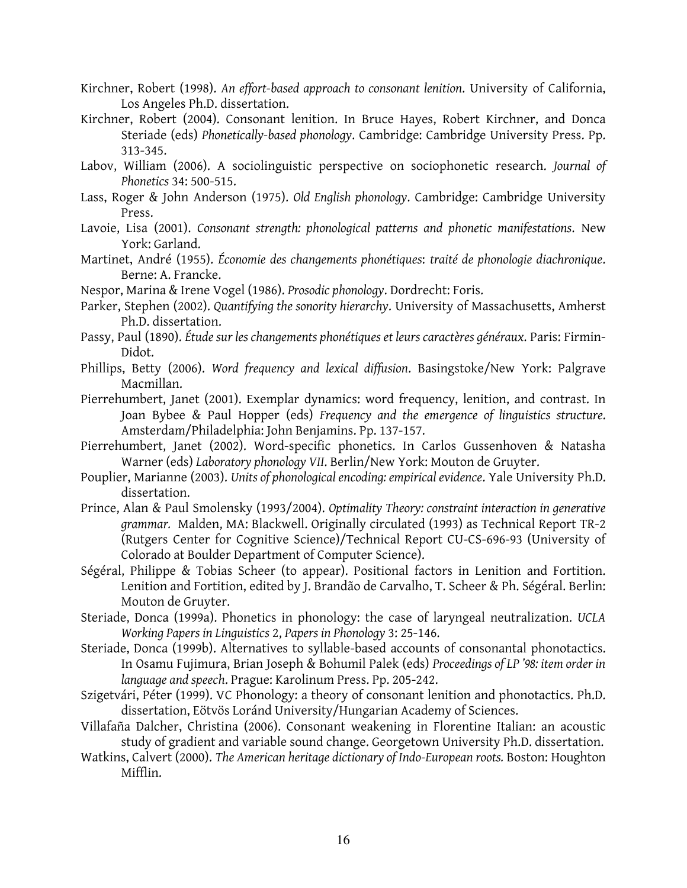Kirchner, Robert (1998). *An effort-based approach to consonant lenition*. University of California, Los Angeles Ph.D. dissertation.

Kirchner, Robert (2004). Consonant lenition. In Bruce Hayes, Robert Kirchner, and Donca Steriade (eds) *Phonetically-based phonology*. Cambridge: Cambridge University Press. Pp. 313-345.

Labov, William (2006). A sociolinguistic perspective on sociophonetic research. *Journal of Phonetics* 34: 500-515.

Lass, Roger & John Anderson (1975). *Old English phonology*. Cambridge: Cambridge University Press.

Lavoie, Lisa (2001). *Consonant strength: phonological patterns and phonetic manifestations*. New York: Garland.

Martinet, André (1955). *Économie des changements phonétiques*: *traité de phonologie diachronique*. Berne: A. Francke.

Nespor, Marina & Irene Vogel (1986). *Prosodic phonology*. Dordrecht: Foris.

Parker, Stephen (2002). *Quantifying the sonority hierarchy*. University of Massachusetts, Amherst Ph.D. dissertation.

Passy, Paul (1890). *Étude sur les changements phonétiques et leurs caractères généraux*. Paris: Firmin-Didot.

Phillips, Betty (2006). *Word frequency and lexical diffusion*. Basingstoke/New York: Palgrave Macmillan.

Pierrehumbert, Janet (2001). Exemplar dynamics: word frequency, lenition, and contrast. In Joan Bybee & Paul Hopper (eds) *Frequency and the emergence of linguistics structure*. Amsterdam/Philadelphia: John Benjamins. Pp. 137-157.

Pierrehumbert, Janet (2002). Word-specific phonetics. In Carlos Gussenhoven & Natasha Warner (eds) *Laboratory phonology VII*. Berlin/New York: Mouton de Gruyter.

Pouplier, Marianne (2003). *Units of phonological encoding: empirical evidence*. Yale University Ph.D. dissertation.

Prince, Alan & Paul Smolensky (1993/2004). *Optimality Theory: constraint interaction in generative grammar.* Malden, MA: Blackwell. Originally circulated (1993) as Technical Report TR-2 (Rutgers Center for Cognitive Science)/Technical Report CU-CS-696-93 (University of Colorado at Boulder Department of Computer Science).

Ségéral, Philippe & Tobias Scheer (to appear). Positional factors in Lenition and Fortition. Lenition and Fortition, edited by J. Brandão de Carvalho, T. Scheer & Ph. Ségéral. Berlin: Mouton de Gruyter.

Steriade, Donca (1999a). Phonetics in phonology: the case of laryngeal neutralization. *UCLA Working Papers in Linguistics* 2, *Papers in Phonology* 3: 25-146.

Steriade, Donca (1999b). Alternatives to syllable-based accounts of consonantal phonotactics. In Osamu Fujimura, Brian Joseph & Bohumil Palek (eds) *Proceedings of LP '98: item order in language and speech*. Prague: Karolinum Press. Pp. 205-242.

Szigetvári, Péter (1999). VC Phonology: a theory of consonant lenition and phonotactics. Ph.D. dissertation, Eötvös Loránd University/Hungarian Academy of Sciences.

Villafaña Dalcher, Christina (2006). Consonant weakening in Florentine Italian: an acoustic study of gradient and variable sound change. Georgetown University Ph.D. dissertation.

Watkins, Calvert (2000). *The American heritage dictionary of Indo-European roots.* Boston: Houghton Mifflin.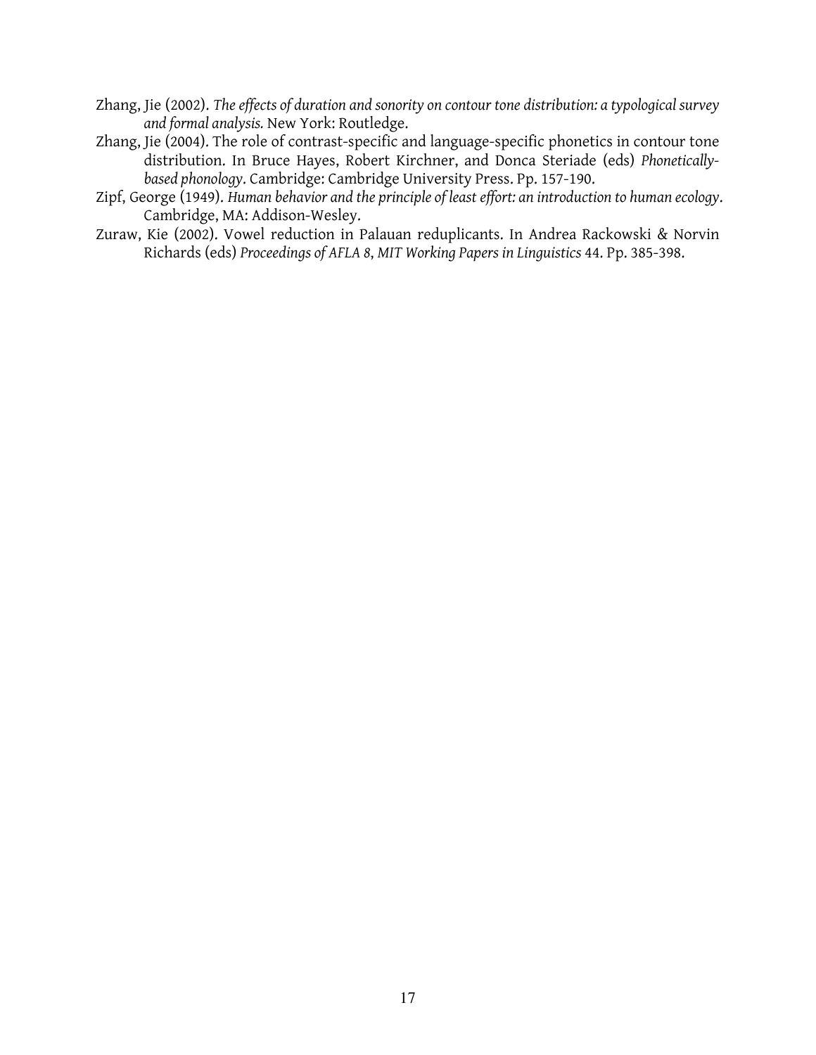Zhang, Jie (2002). *The effects of duration and sonority on contour tone distribution: a typological survey and formal analysis.* New York: Routledge.

Zhang, Jie (2004). The role of contrast-specific and language-specific phonetics in contour tone distribution. In Bruce Hayes, Robert Kirchner, and Donca Steriade (eds) *Phonetically-based phonology*. Cambridge: Cambridge University Press. Pp. 157-190.

Zipf, George (1949). *Human behavior and the principle of least effort: an introduction to human ecology*. Cambridge, MA: Addison-Wesley.

Zuraw, Kie (2002). Vowel reduction in Palauan reduplicants. In Andrea Rackowski & Norvin Richards (eds) *Proceedings of AFLA 8*, *MIT Working Papers in Linguistics* 44. Pp. 385-398.